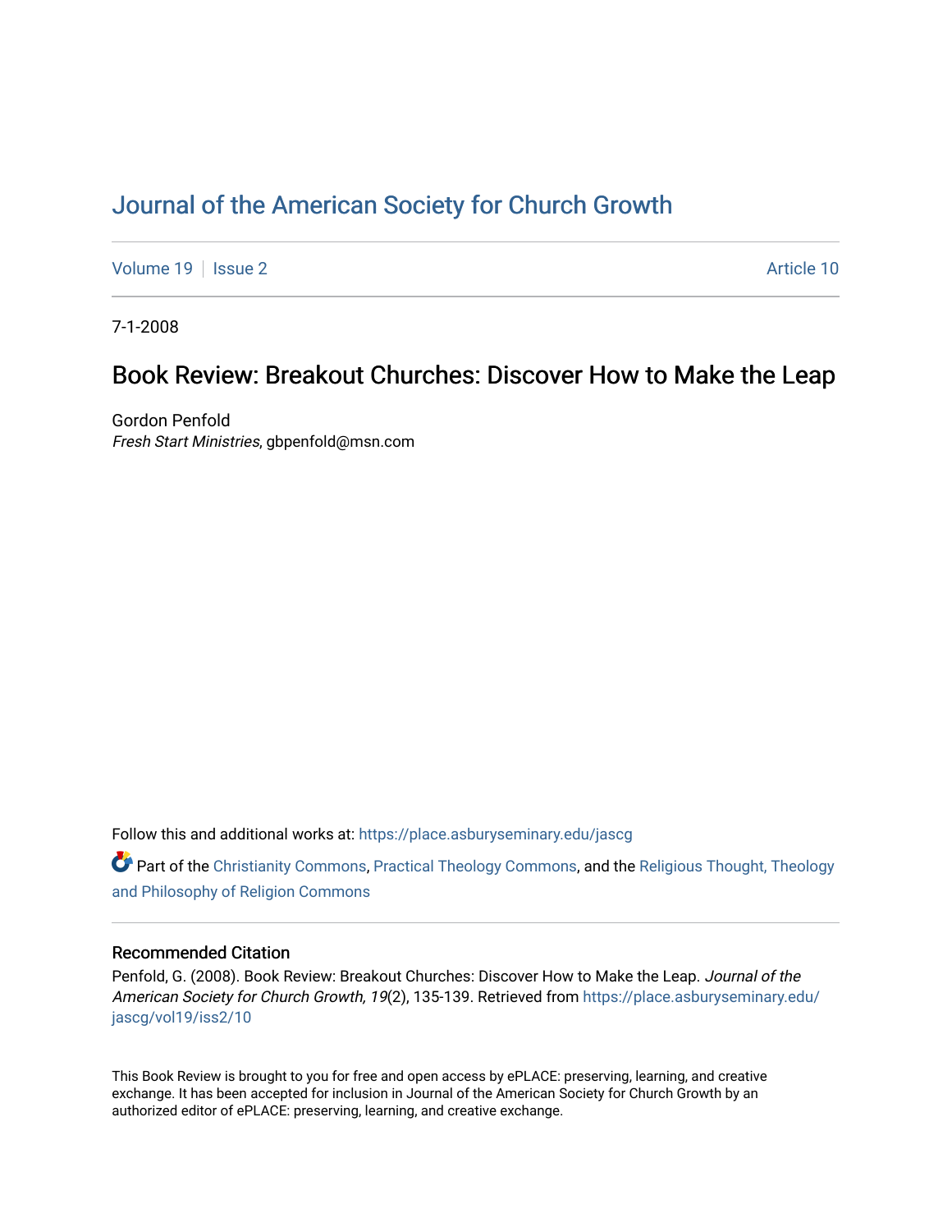# Journal of the American Society for Church Growth

Volume 19 | Issue 2 | Article 10

7-1-2008

## Book Review: Breakout Churches: Discover How to Make the Leap

Gordon Penfold
*Fresh Start Ministries*, gbpenfold@msn.com

Follow this and additional works at: https://place.asburyseminary.edu/jascg

Part of the Christianity Commons, Practical Theology Commons, and the Religious Thought, Theology and Philosophy of Religion Commons

### Recommended Citation

Penfold, G. (2008). Book Review: Breakout Churches: Discover How to Make the Leap. *Journal of the American Society for Church Growth, 19*(2), 135-139. Retrieved from https://place.asburyseminary.edu/jascg/vol19/iss2/10

This Book Review is brought to you for free and open access by ePLACE: preserving, learning, and creative exchange. It has been accepted for inclusion in Journal of the American Society for Church Growth by an authorized editor of ePLACE: preserving, learning, and creative exchange.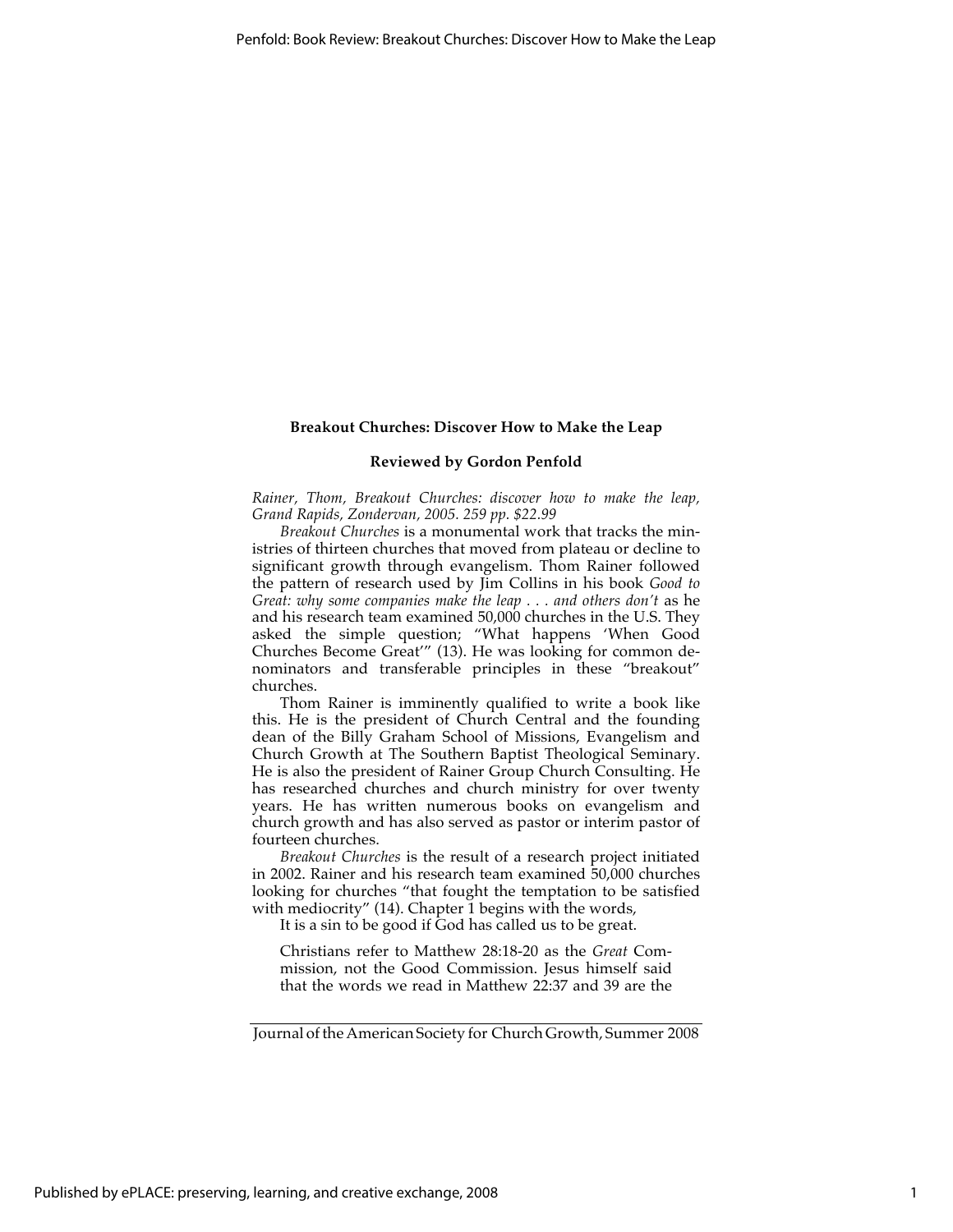**Breakout Churches: Discover How to Make the Leap**

**Reviewed by Gordon Penfold**

*Rainer, Thom, Breakout Churches: discover how to make the leap, Grand Rapids, Zondervan, 2005. 259 pp. $22.99*

*Breakout Churches* is a monumental work that tracks the ministries of thirteen churches that moved from plateau or decline to significant growth through evangelism. Thom Rainer followed the pattern of research used by Jim Collins in his book *Good to Great: why some companies make the leap . . . and others don't* as he and his research team examined 50,000 churches in the U.S. They asked the simple question; "What happens 'When Good Churches Become Great'" (13). He was looking for common denominators and transferable principles in these "breakout" churches.

Thom Rainer is imminently qualified to write a book like this. He is the president of Church Central and the founding dean of the Billy Graham School of Missions, Evangelism and Church Growth at The Southern Baptist Theological Seminary. He is also the president of Rainer Group Church Consulting. He has researched churches and church ministry for over twenty years. He has written numerous books on evangelism and church growth and has also served as pastor or interim pastor of fourteen churches.

*Breakout Churches* is the result of a research project initiated in 2002. Rainer and his research team examined 50,000 churches looking for churches "that fought the temptation to be satisfied with mediocrity" (14). Chapter 1 begins with the words,

> It is a sin to be good if God has called us to be great.
>
> Christians refer to Matthew 28:18-20 as the *Great* Commission, not the Good Commission. Jesus himself said that the words we read in Matthew 22:37 and 39 are the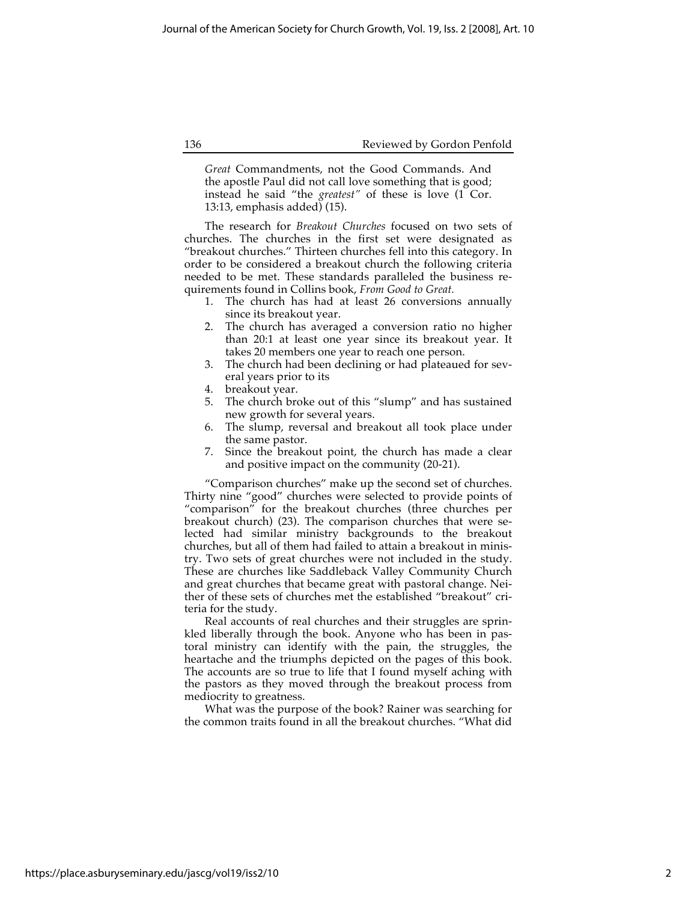*Great* Commandments, not the Good Commands. And the apostle Paul did not call love something that is good; instead he said "the *greatest"* of these is love (1 Cor. 13:13, emphasis added) (15).

The research for *Breakout Churches* focused on two sets of churches. The churches in the first set were designated as "breakout churches." Thirteen churches fell into this category. In order to be considered a breakout church the following criteria needed to be met. These standards paralleled the business requirements found in Collins book, *From Good to Great.*

1. The church has had at least 26 conversions annually since its breakout year.
2. The church has averaged a conversion ratio no higher than 20:1 at least one year since its breakout year. It takes 20 members one year to reach one person.
3. The church had been declining or had plateaued for several years prior to its
4. breakout year.
5. The church broke out of this "slump" and has sustained new growth for several years.
6. The slump, reversal and breakout all took place under the same pastor.
7. Since the breakout point, the church has made a clear and positive impact on the community (20-21).

"Comparison churches" make up the second set of churches. Thirty nine "good" churches were selected to provide points of "comparison" for the breakout churches (three churches per breakout church) (23). The comparison churches that were selected had similar ministry backgrounds to the breakout churches, but all of them had failed to attain a breakout in ministry. Two sets of great churches were not included in the study. These are churches like Saddleback Valley Community Church and great churches that became great with pastoral change. Neither of these sets of churches met the established "breakout" criteria for the study.

Real accounts of real churches and their struggles are sprinkled liberally through the book. Anyone who has been in pastoral ministry can identify with the pain, the struggles, the heartache and the triumphs depicted on the pages of this book. The accounts are so true to life that I found myself aching with the pastors as they moved through the breakout process from mediocrity to greatness.

What was the purpose of the book? Rainer was searching for the common traits found in all the breakout churches. "What did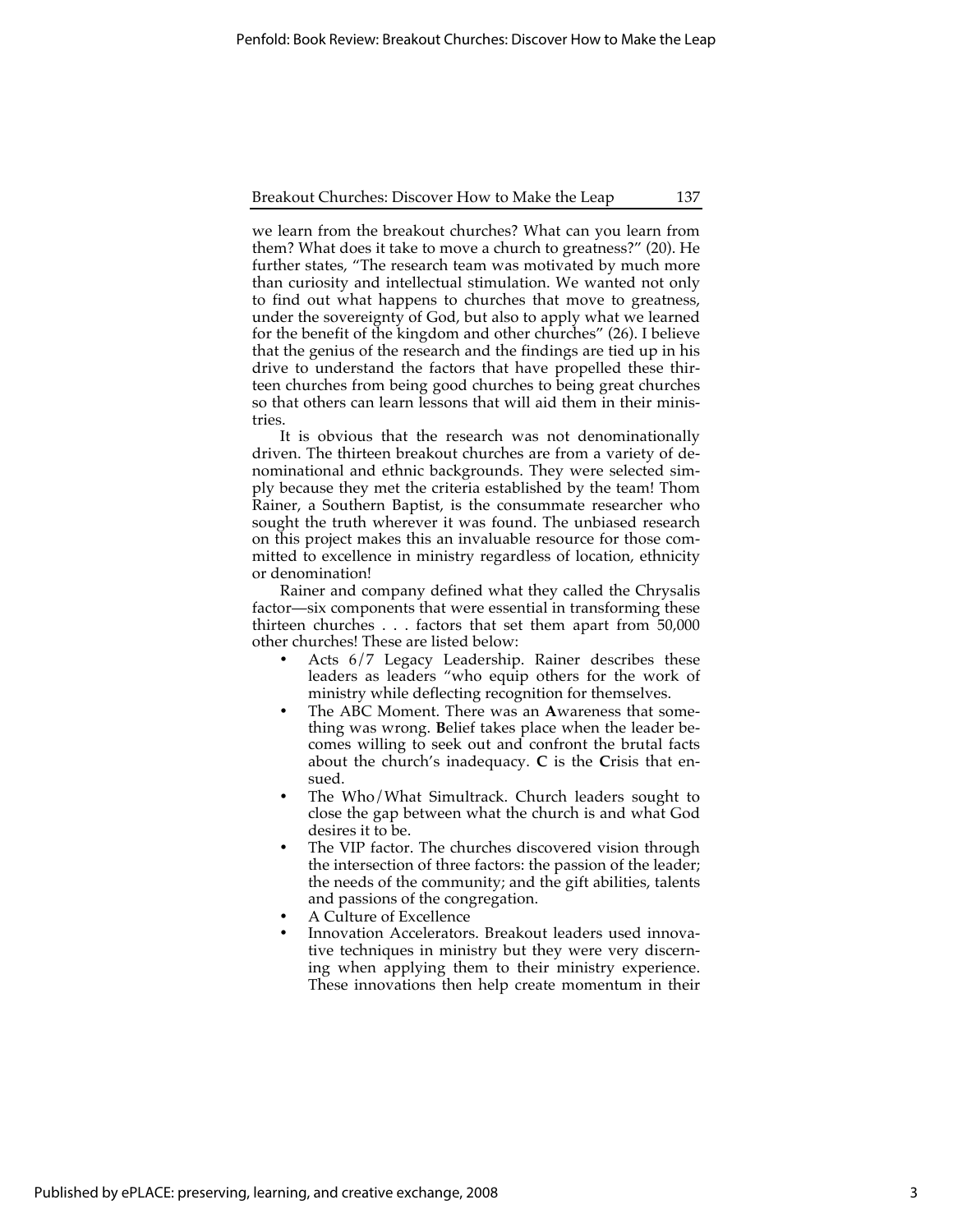we learn from the breakout churches? What can you learn from them? What does it take to move a church to greatness?" (20). He further states, "The research team was motivated by much more than curiosity and intellectual stimulation. We wanted not only to find out what happens to churches that move to greatness, under the sovereignty of God, but also to apply what we learned for the benefit of the kingdom and other churches" (26). I believe that the genius of the research and the findings are tied up in his drive to understand the factors that have propelled these thirteen churches from being good churches to being great churches so that others can learn lessons that will aid them in their ministries.

It is obvious that the research was not denominationally driven. The thirteen breakout churches are from a variety of denominational and ethnic backgrounds. They were selected simply because they met the criteria established by the team! Thom Rainer, a Southern Baptist, is the consummate researcher who sought the truth wherever it was found. The unbiased research on this project makes this an invaluable resource for those committed to excellence in ministry regardless of location, ethnicity or denomination!

Rainer and company defined what they called the Chrysalis factor—six components that were essential in transforming these thirteen churches . . . factors that set them apart from 50,000 other churches! These are listed below:

- Acts 6/7 Legacy Leadership. Rainer describes these leaders as leaders "who equip others for the work of ministry while deflecting recognition for themselves.
- The ABC Moment. There was an **A**wareness that something was wrong. **B**elief takes place when the leader becomes willing to seek out and confront the brutal facts about the church's inadequacy. **C** is the **C**risis that ensued.
- The Who/What Simultrack. Church leaders sought to close the gap between what the church is and what God desires it to be.
- The VIP factor. The churches discovered vision through the intersection of three factors: the passion of the leader; the needs of the community; and the gift abilities, talents and passions of the congregation.
- A Culture of Excellence
- Innovation Accelerators. Breakout leaders used innovative techniques in ministry but they were very discerning when applying them to their ministry experience. These innovations then help create momentum in their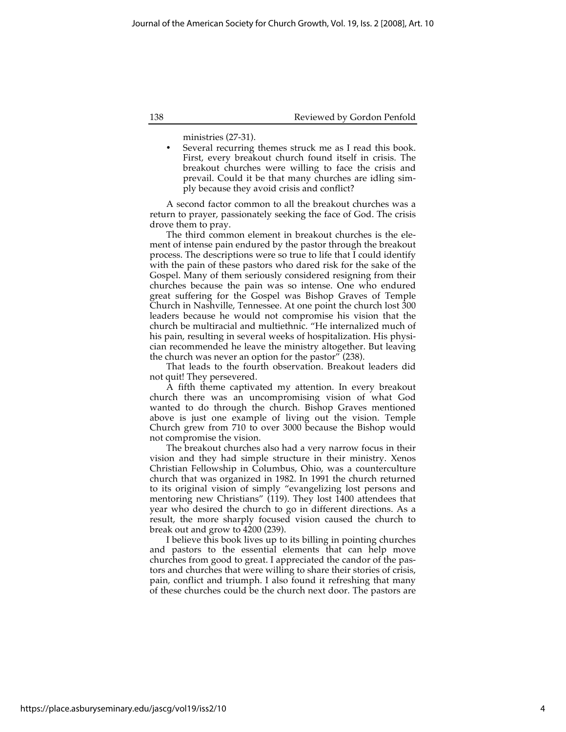ministries (27-31).

- Several recurring themes struck me as I read this book. First, every breakout church found itself in crisis. The breakout churches were willing to face the crisis and prevail. Could it be that many churches are idling simply because they avoid crisis and conflict?

A second factor common to all the breakout churches was a return to prayer, passionately seeking the face of God. The crisis drove them to pray.

The third common element in breakout churches is the element of intense pain endured by the pastor through the breakout process. The descriptions were so true to life that I could identify with the pain of these pastors who dared risk for the sake of the Gospel. Many of them seriously considered resigning from their churches because the pain was so intense. One who endured great suffering for the Gospel was Bishop Graves of Temple Church in Nashville, Tennessee. At one point the church lost 300 leaders because he would not compromise his vision that the church be multiracial and multiethnic. "He internalized much of his pain, resulting in several weeks of hospitalization. His physician recommended he leave the ministry altogether. But leaving the church was never an option for the pastor" (238).

That leads to the fourth observation. Breakout leaders did not quit! They persevered.

A fifth theme captivated my attention. In every breakout church there was an uncompromising vision of what God wanted to do through the church. Bishop Graves mentioned above is just one example of living out the vision. Temple Church grew from 710 to over 3000 because the Bishop would not compromise the vision.

The breakout churches also had a very narrow focus in their vision and they had simple structure in their ministry. Xenos Christian Fellowship in Columbus, Ohio, was a counterculture church that was organized in 1982. In 1991 the church returned to its original vision of simply "evangelizing lost persons and mentoring new Christians" (119). They lost 1400 attendees that year who desired the church to go in different directions. As a result, the more sharply focused vision caused the church to break out and grow to 4200 (239).

I believe this book lives up to its billing in pointing churches and pastors to the essential elements that can help move churches from good to great. I appreciated the candor of the pastors and churches that were willing to share their stories of crisis, pain, conflict and triumph. I also found it refreshing that many of these churches could be the church next door. The pastors are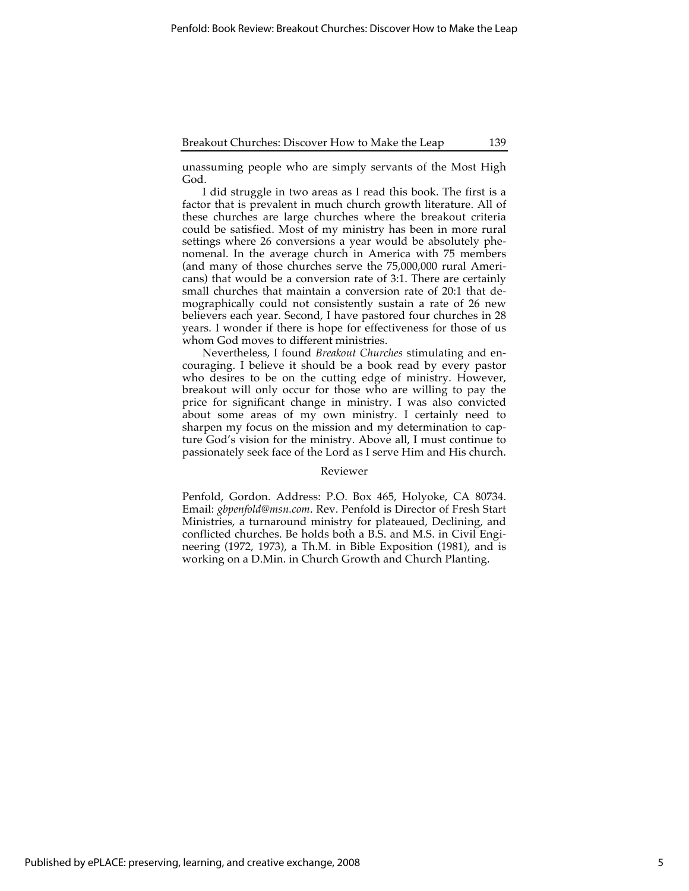unassuming people who are simply servants of the Most High God.

I did struggle in two areas as I read this book. The first is a factor that is prevalent in much church growth literature. All of these churches are large churches where the breakout criteria could be satisfied. Most of my ministry has been in more rural settings where 26 conversions a year would be absolutely phenomenal. In the average church in America with 75 members (and many of those churches serve the 75,000,000 rural Americans) that would be a conversion rate of 3:1. There are certainly small churches that maintain a conversion rate of 20:1 that demographically could not consistently sustain a rate of 26 new believers each year. Second, I have pastored four churches in 28 years. I wonder if there is hope for effectiveness for those of us whom God moves to different ministries.

Nevertheless, I found *Breakout Churches* stimulating and encouraging. I believe it should be a book read by every pastor who desires to be on the cutting edge of ministry. However, breakout will only occur for those who are willing to pay the price for significant change in ministry. I was also convicted about some areas of my own ministry. I certainly need to sharpen my focus on the mission and my determination to capture God's vision for the ministry. Above all, I must continue to passionately seek face of the Lord as I serve Him and His church.

Reviewer

Penfold, Gordon. Address: P.O. Box 465, Holyoke, CA 80734. Email: *gbpenfold@msn.com*. Rev. Penfold is Director of Fresh Start Ministries, a turnaround ministry for plateaued, Declining, and conflicted churches. Be holds both a B.S. and M.S. in Civil Engineering (1972, 1973), a Th.M. in Bible Exposition (1981), and is working on a D.Min. in Church Growth and Church Planting.